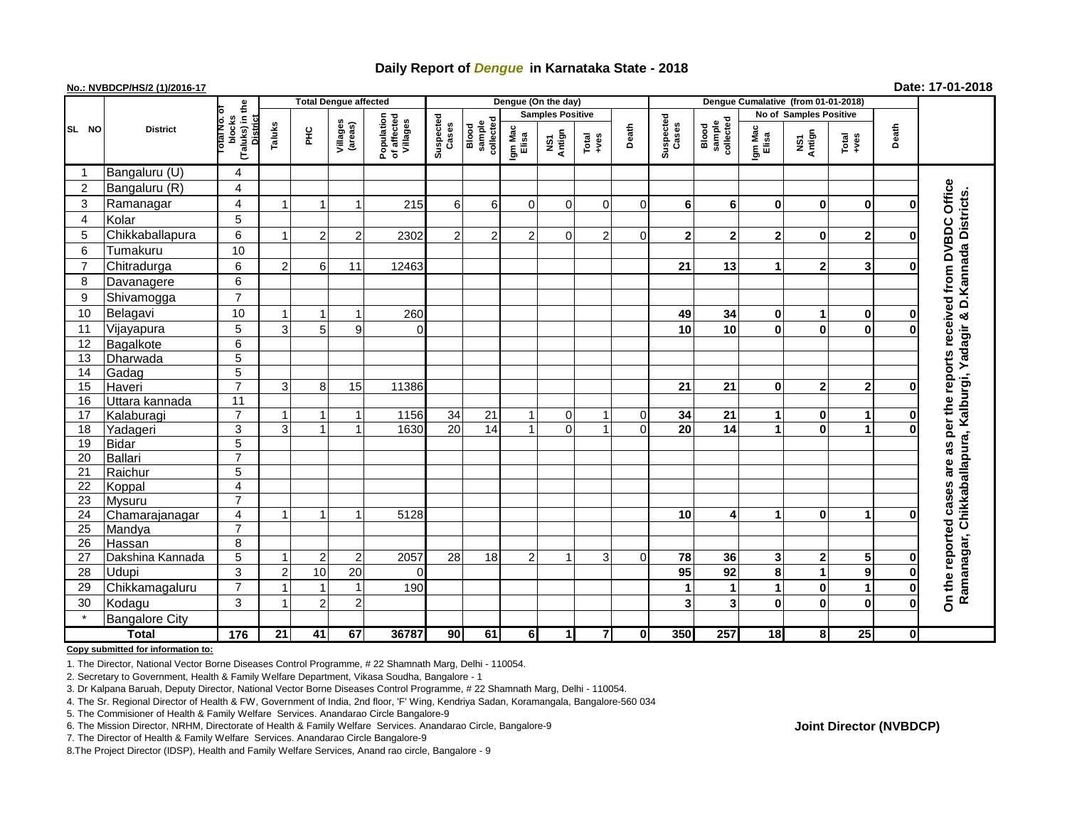# Daily Report of *Dengue* in Karnataka State - 2018

**No.: NVBDCP/HS/2 (1)/2016-17**

**Date: 17-01-2018**

| SL NO | District | Total No. of blocks (Taluks) in the District | Total Dengue affected | | | | Dengue (On the day) | | | | | | Dengue Cumalative (from 01-01-2018) | | | | | | |
|---|---|---|---|---|---|---|---|---|---|---|---|---|---|---|---|---|---|---|---|
| | | | Taluks | PHC | Villages (areas) | Population of affected Villages | Suspected Cases | Blood sample collected | Samples Positive | | | Death | Suspected Cases | Blood sample collected | No of Samples Positive | | | Death | |
| | | | | | | | | | Igm Mac Elisa | NS1 Antign | Total +ves | | | | Igm Mac Elisa | NS1 Antign | Total +ves | | |
| 1 | Bangaluru (U) | 4 | | | | | | | | | | | | | | | | | On the reported cases are as per the reports received from DVBDC Office Ramanagar, Chikkaballapura, Kalburgi, Yadagir & D.Kannada Districts. |
| 2 | Bangaluru (R) | 4 | | | | | | | | | | | | | | | | | |
| 3 | Ramanagar | 4 | 1 | 1 | 1 | 215 | 6 | 6 | 0 | 0 | 0 | 0 | 6 | 6 | 0 | 0 | 0 | 0 | |
| 4 | Kolar | 5 | | | | | | | | | | | | | | | | | |
| 5 | Chikkaballapura | 6 | 1 | 2 | 2 | 2302 | 2 | 2 | 2 | 0 | 2 | 0 | 2 | 2 | 2 | 0 | 2 | 0 | |
| 6 | Tumakuru | 10 | | | | | | | | | | | | | | | | | |
| 7 | Chitradurga | 6 | 2 | 6 | 11 | 12463 | | | | | | | 21 | 13 | 1 | 2 | 3 | 0 | |
| 8 | Davanagere | 6 | | | | | | | | | | | | | | | | | |
| 9 | Shivamogga | 7 | | | | | | | | | | | | | | | | | |
| 10 | Belagavi | 10 | 1 | 1 | 1 | 260 | | | | | | | 49 | 34 | 0 | 1 | 0 | 0 | |
| 11 | Vijayapura | 5 | 3 | 5 | 9 | 0 | | | | | | | 10 | 10 | 0 | 0 | 0 | 0 | |
| 12 | Bagalkote | 6 | | | | | | | | | | | | | | | | | |
| 13 | Dharwada | 5 | | | | | | | | | | | | | | | | | |
| 14 | Gadag | 5 | | | | | | | | | | | | | | | | | |
| 15 | Haveri | 7 | 3 | 8 | 15 | 11386 | | | | | | | 21 | 21 | 0 | 2 | 2 | 0 | |
| 16 | Uttara kannada | 11 | | | | | | | | | | | | | | | | | |
| 17 | Kalaburagi | 7 | 1 | 1 | 1 | 1156 | 34 | 21 | 1 | 0 | 1 | 0 | 34 | 21 | 1 | 0 | 1 | 0 | |
| 18 | Yadageri | 3 | 3 | 1 | 1 | 1630 | 20 | 14 | 1 | 0 | 1 | 0 | 20 | 14 | 1 | 0 | 1 | 0 | |
| 19 | Bidar | 5 | | | | | | | | | | | | | | | | | |
| 20 | Ballari | 7 | | | | | | | | | | | | | | | | | |
| 21 | Raichur | 5 | | | | | | | | | | | | | | | | | |
| 22 | Koppal | 4 | | | | | | | | | | | | | | | | | |
| 23 | Mysuru | 7 | | | | | | | | | | | | | | | | | |
| 24 | Chamarajanagar | 4 | 1 | 1 | 1 | 5128 | | | | | | | 10 | 4 | 1 | 0 | 1 | 0 | |
| 25 | Mandya | 7 | | | | | | | | | | | | | | | | | |
| 26 | Hassan | 8 | | | | | | | | | | | | | | | | | |
| 27 | Dakshina Kannada | 5 | 1 | 2 | 2 | 2057 | 28 | 18 | 2 | 1 | 3 | 0 | 78 | 36 | 3 | 2 | 5 | 0 | |
| 28 | Udupi | 3 | 2 | 10 | 20 | 0 | | | | | | | 95 | 92 | 8 | 1 | 9 | 0 | |
| 29 | Chikkamagaluru | 7 | 1 | 1 | 1 | 190 | | | | | | | 1 | 1 | 1 | 0 | 1 | 0 | |
| 30 | Kodagu | 3 | 1 | 2 | 2 | | | | | | | | 3 | 3 | 0 | 0 | 0 | 0 | |
| * | Bangalore City | | | | | | | | | | | | | | | | | | |
| | **Total** | **176** | **21** | **41** | **67** | **36787** | **90** | **61** | **6** | **1** | **7** | **0** | **350** | **257** | **18** | **8** | **25** | **0** | |

**Copy submitted for information to:**

1. The Director, National Vector Borne Diseases Control Programme, # 22 Shamnath Marg, Delhi - 110054.
2. Secretary to Government, Health & Family Welfare Department, Vikasa Soudha, Bangalore - 1
3. Dr Kalpana Baruah, Deputy Director, National Vector Borne Diseases Control Programme, # 22 Shamnath Marg, Delhi - 110054.
4. The Sr. Regional Director of Health & FW, Government of India, 2nd floor, 'F' Wing, Kendriya Sadan, Koramangala, Bangalore-560 034
5. The Commisioner of Health & Family Welfare Services. Anandarao Circle Bangalore-9
6. The Mission Director, NRHM, Directorate of Health & Family Welfare Services. Anandarao Circle, Bangalore-9
7. The Director of Health & Family Welfare Services. Anandarao Circle Bangalore-9
8. The Project Director (IDSP), Health and Family Welfare Services, Anand rao circle, Bangalore - 9

**Joint Director (NVBDCP)**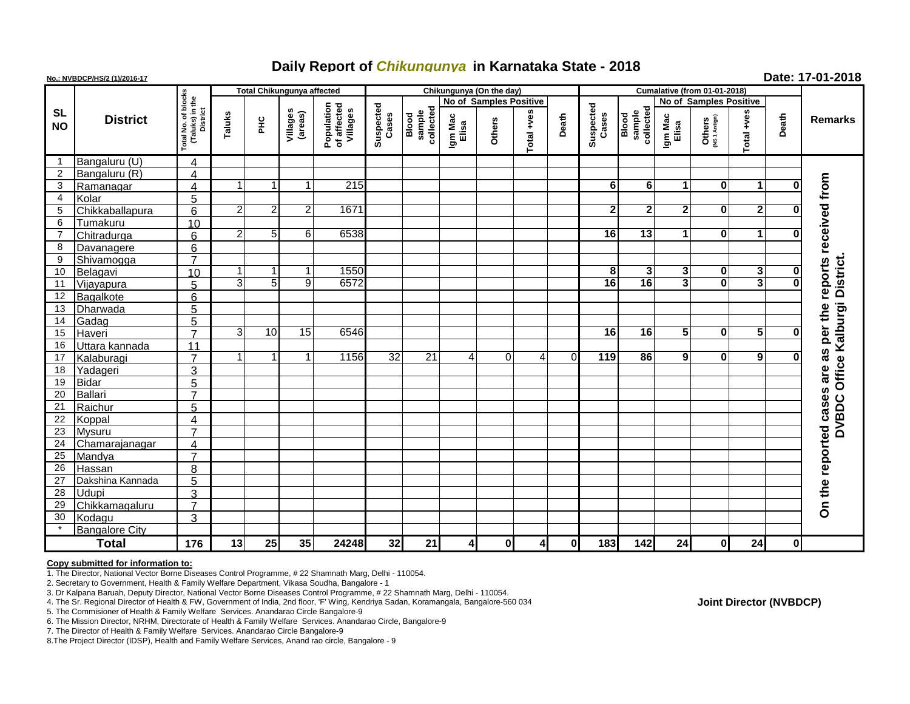# Daily Report of *Chikungunya* in Karnataka State - 2018

**No.: NVBDCP/HS/2 (1)/2016-17**

**Date: 17-01-2018**

| SL NO | District | Total No. of blocks (Taluks) in the District | Total Chikungunya affected | | | | Chikungunya (On the day) | | | | | | Cumalative (from 01-01-2018) | | | | | | Remarks |
|---|---|---|---|---|---|---|---|---|---|---|---|---|---|---|---|---|---|---|---|
| | | | Taluks | PHC | Villages (areas) | Population of affected Villages | Suspected Cases | Blood sample collected | No of Samples Positive | | | Death | Suspected Cases | Blood sample collected | No of Samples Positive | | | Death | |
| | | | | | | | | | Igm Mac Elisa | Others | Total +ves | | | | Igm Mac Elisa | Others (NS 1 Antign) | Total +ves | | |
| 1 | Bangaluru (U) | 4 | | | | | | | | | | | | | | | | | On the reported cases are as per the reports received from DVBDC Office Kalburgi District. |
| 2 | Bangaluru (R) | 4 | | | | | | | | | | | | | | | | | |
| 3 | Ramanagar | 4 | 1 | 1 | 1 | 215 | | | | | | | 6 | 6 | 1 | 0 | 1 | 0 | |
| 4 | Kolar | 5 | | | | | | | | | | | | | | | | | |
| 5 | Chikkaballapura | 6 | 2 | 2 | 2 | 1671 | | | | | | | 2 | 2 | 2 | 0 | 2 | 0 | |
| 6 | Tumakuru | 10 | | | | | | | | | | | | | | | | | |
| 7 | Chitradurga | 6 | 2 | 5 | 6 | 6538 | | | | | | | 16 | 13 | 1 | 0 | 1 | 0 | |
| 8 | Davanagere | 6 | | | | | | | | | | | | | | | | | |
| 9 | Shivamogga | 7 | | | | | | | | | | | | | | | | | |
| 10 | Belagavi | 10 | 1 | 1 | 1 | 1550 | | | | | | | 8 | 3 | 3 | 0 | 3 | 0 | |
| 11 | Vijayapura | 5 | 3 | 5 | 9 | 6572 | | | | | | | 16 | 16 | 3 | 0 | 3 | 0 | |
| 12 | Bagalkote | 6 | | | | | | | | | | | | | | | | | |
| 13 | Dharwada | 5 | | | | | | | | | | | | | | | | | |
| 14 | Gadag | 5 | | | | | | | | | | | | | | | | | |
| 15 | Haveri | 7 | 3 | 10 | 15 | 6546 | | | | | | | 16 | 16 | 5 | 0 | 5 | 0 | |
| 16 | Uttara kannada | 11 | | | | | | | | | | | | | | | | | |
| 17 | Kalaburagi | 7 | 1 | 1 | 1 | 1156 | 32 | 21 | 4 | 0 | 4 | 0 | 119 | 86 | 9 | 0 | 9 | 0 | |
| 18 | Yadageri | 3 | | | | | | | | | | | | | | | | | |
| 19 | Bidar | 5 | | | | | | | | | | | | | | | | | |
| 20 | Ballari | 7 | | | | | | | | | | | | | | | | | |
| 21 | Raichur | 5 | | | | | | | | | | | | | | | | | |
| 22 | Koppal | 4 | | | | | | | | | | | | | | | | | |
| 23 | Mysuru | 7 | | | | | | | | | | | | | | | | | |
| 24 | Chamarajanagar | 4 | | | | | | | | | | | | | | | | | |
| 25 | Mandya | 7 | | | | | | | | | | | | | | | | | |
| 26 | Hassan | 8 | | | | | | | | | | | | | | | | | |
| 27 | Dakshina Kannada | 5 | | | | | | | | | | | | | | | | | |
| 28 | Udupi | 3 | | | | | | | | | | | | | | | | | |
| 29 | Chikkamagaluru | 7 | | | | | | | | | | | | | | | | | |
| 30 | Kodagu | 3 | | | | | | | | | | | | | | | | | |
| * | Bangalore City | | | | | | | | | | | | | | | | | | |
| | **Total** | **176** | **13** | **25** | **35** | **24248** | **32** | **21** | **4** | **0** | **4** | **0** | **183** | **142** | **24** | **0** | **24** | **0** | |

**Copy submitted for information to:**

1. The Director, National Vector Borne Diseases Control Programme, # 22 Shamnath Marg, Delhi - 110054.
2. Secretary to Government, Health & Family Welfare Department, Vikasa Soudha, Bangalore - 1
3. Dr Kalpana Baruah, Deputy Director, National Vector Borne Diseases Control Programme, # 22 Shamnath Marg, Delhi - 110054.
4. The Sr. Regional Director of Health & FW, Government of India, 2nd floor, 'F' Wing, Kendriya Sadan, Koramangala, Bangalore-560 034
5. The Commisioner of Health & Family Welfare Services. Anandarao Circle Bangalore-9
6. The Mission Director, NRHM, Directorate of Health & Family Welfare Services. Anandarao Circle, Bangalore-9
7. The Director of Health & Family Welfare Services. Anandarao Circle Bangalore-9
8. The Project Director (IDSP), Health and Family Welfare Services, Anand rao circle, Bangalore - 9

**Joint Director (NVBDCP)**